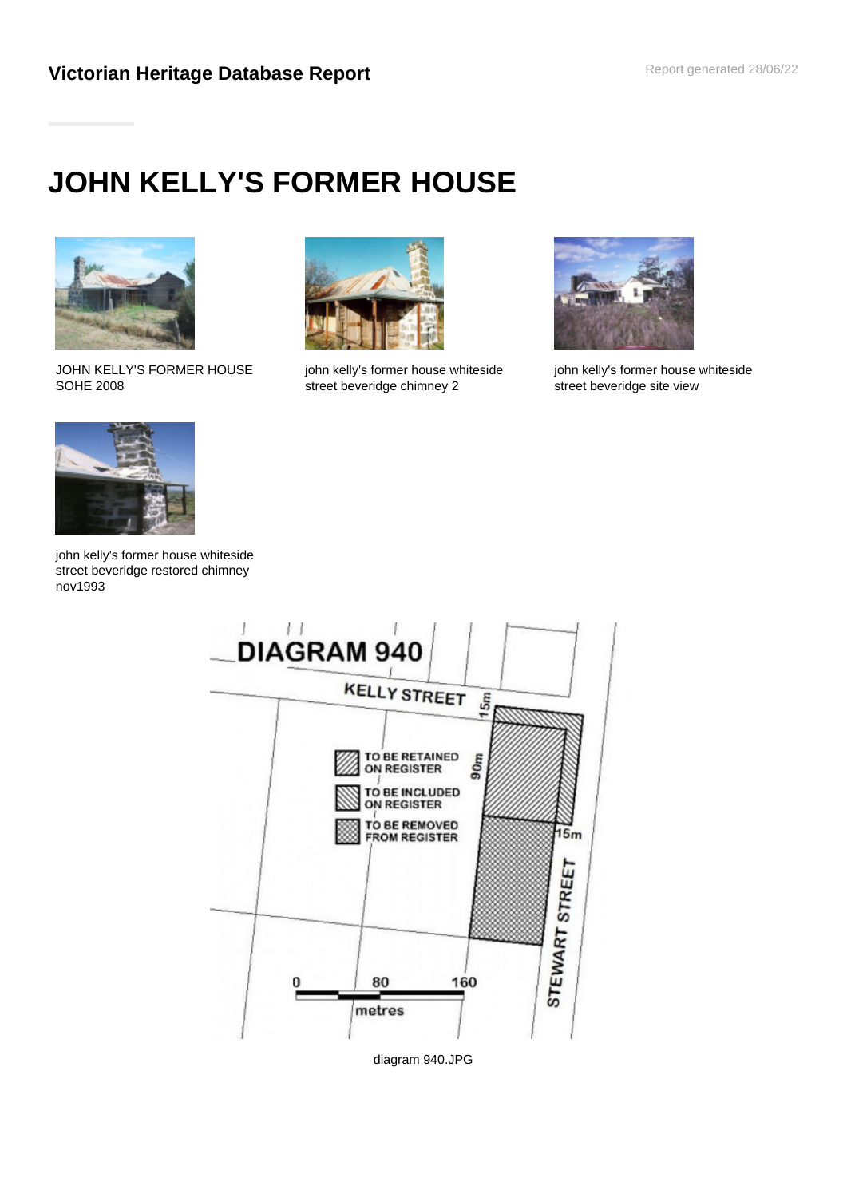**Victorian Heritage Database Report**

# JOHN KELLY'S FORMER HOUSE

JOHN KELLY'S FORMER HOUSE SOHE 2008

john kelly's former house whiteside street beveridge chimney 2

john kelly's former house whiteside street beveridge site view

john kelly's former house whiteside street beveridge restored chimney nov1993

diagram 940.JPG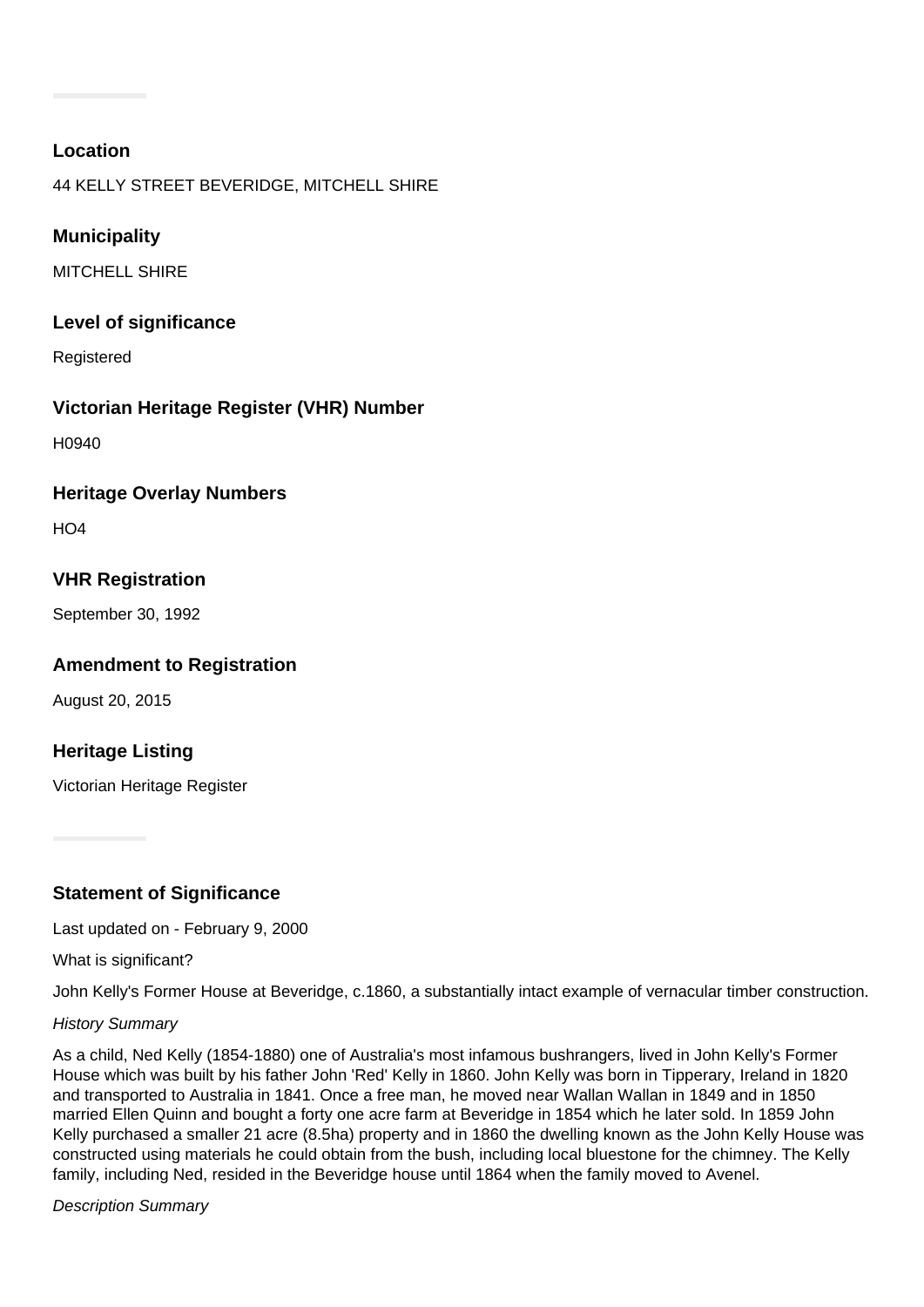### Location

44 KELLY STREET BEVERIDGE, MITCHELL SHIRE

### Municipality

MITCHELL SHIRE

### Level of significance

Registered

### Victorian Heritage Register (VHR) Number

H0940

### Heritage Overlay Numbers

HO4

### VHR Registration

September 30, 1992

### Amendment to Registration

August 20, 2015

### Heritage Listing

Victorian Heritage Register

### Statement of Significance

Last updated on - February 9, 2000

What is significant?

John Kelly's Former House at Beveridge, c.1860, a substantially intact example of vernacular timber construction.

*History Summary*

As a child, Ned Kelly (1854-1880) one of Australia's most infamous bushrangers, lived in John Kelly's Former House which was built by his father John 'Red' Kelly in 1860. John Kelly was born in Tipperary, Ireland in 1820 and transported to Australia in 1841. Once a free man, he moved near Wallan Wallan in 1849 and in 1850 married Ellen Quinn and bought a forty one acre farm at Beveridge in 1854 which he later sold. In 1859 John Kelly purchased a smaller 21 acre (8.5ha) property and in 1860 the dwelling known as the John Kelly House was constructed using materials he could obtain from the bush, including local bluestone for the chimney. The Kelly family, including Ned, resided in the Beveridge house until 1864 when the family moved to Avenel.

*Description Summary*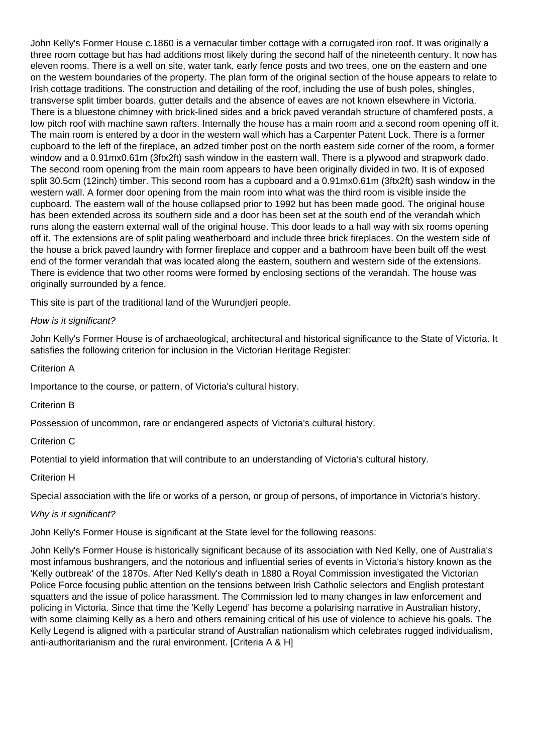John Kelly's Former House c.1860 is a vernacular timber cottage with a corrugated iron roof. It was originally a three room cottage but has had additions most likely during the second half of the nineteenth century. It now has eleven rooms. There is a well on site, water tank, early fence posts and two trees, one on the eastern and one on the western boundaries of the property. The plan form of the original section of the house appears to relate to Irish cottage traditions. The construction and detailing of the roof, including the use of bush poles, shingles, transverse split timber boards, gutter details and the absence of eaves are not known elsewhere in Victoria. There is a bluestone chimney with brick-lined sides and a brick paved verandah structure of chamfered posts, a low pitch roof with machine sawn rafters. Internally the house has a main room and a second room opening off it. The main room is entered by a door in the western wall which has a Carpenter Patent Lock. There is a former cupboard to the left of the fireplace, an adzed timber post on the north eastern side corner of the room, a former window and a 0.91mx0.61m (3ftx2ft) sash window in the eastern wall. There is a plywood and strapwork dado. The second room opening from the main room appears to have been originally divided in two. It is of exposed split 30.5cm (12inch) timber. This second room has a cupboard and a 0.91mx0.61m (3ftx2ft) sash window in the western wall. A former door opening from the main room into what was the third room is visible inside the cupboard. The eastern wall of the house collapsed prior to 1992 but has been made good. The original house has been extended across its southern side and a door has been set at the south end of the verandah which runs along the eastern external wall of the original house. This door leads to a hall way with six rooms opening off it. The extensions are of split paling weatherboard and include three brick fireplaces. On the western side of the house a brick paved laundry with former fireplace and copper and a bathroom have been built off the west end of the former verandah that was located along the eastern, southern and western side of the extensions. There is evidence that two other rooms were formed by enclosing sections of the verandah. The house was originally surrounded by a fence.

This site is part of the traditional land of the Wurundjeri people.

*How is it significant?*

John Kelly's Former House is of archaeological, architectural and historical significance to the State of Victoria. It satisfies the following criterion for inclusion in the Victorian Heritage Register:

Criterion A

Importance to the course, or pattern, of Victoria's cultural history.

Criterion B

Possession of uncommon, rare or endangered aspects of Victoria's cultural history.

Criterion C

Potential to yield information that will contribute to an understanding of Victoria's cultural history.

Criterion H

Special association with the life or works of a person, or group of persons, of importance in Victoria's history.

*Why is it significant?*

John Kelly's Former House is significant at the State level for the following reasons:

John Kelly's Former House is historically significant because of its association with Ned Kelly, one of Australia's most infamous bushrangers, and the notorious and influential series of events in Victoria's history known as the 'Kelly outbreak' of the 1870s. After Ned Kelly's death in 1880 a Royal Commission investigated the Victorian Police Force focusing public attention on the tensions between Irish Catholic selectors and English protestant squatters and the issue of police harassment. The Commission led to many changes in law enforcement and policing in Victoria. Since that time the 'Kelly Legend' has become a polarising narrative in Australian history, with some claiming Kelly as a hero and others remaining critical of his use of violence to achieve his goals. The Kelly Legend is aligned with a particular strand of Australian nationalism which celebrates rugged individualism, anti-authoritarianism and the rural environment. [Criteria A & H]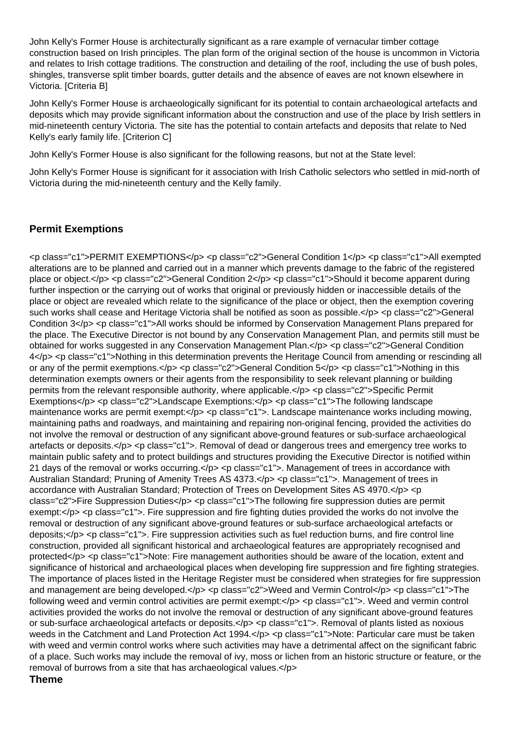John Kelly's Former House is architecturally significant as a rare example of vernacular timber cottage construction based on Irish principles. The plan form of the original section of the house is uncommon in Victoria and relates to Irish cottage traditions. The construction and detailing of the roof, including the use of bush poles, shingles, transverse split timber boards, gutter details and the absence of eaves are not known elsewhere in Victoria. [Criteria B]

John Kelly's Former House is archaeologically significant for its potential to contain archaeological artefacts and deposits which may provide significant information about the construction and use of the place by Irish settlers in mid-nineteenth century Victoria. The site has the potential to contain artefacts and deposits that relate to Ned Kelly's early family life. [Criterion C]

John Kelly's Former House is also significant for the following reasons, but not at the State level:

John Kelly's Former House is significant for it association with Irish Catholic selectors who settled in mid-north of Victoria during the mid-nineteenth century and the Kelly family.

## Permit Exemptions

<p class="c1">PERMIT EXEMPTIONS</p> <p class="c2">General Condition 1</p> <p class="c1">All exempted alterations are to be planned and carried out in a manner which prevents damage to the fabric of the registered place or object.</p> <p class="c2">General Condition 2</p> <p class="c1">Should it become apparent during further inspection or the carrying out of works that original or previously hidden or inaccessible details of the place or object are revealed which relate to the significance of the place or object, then the exemption covering such works shall cease and Heritage Victoria shall be notified as soon as possible.</p> <p class="c2">General Condition 3</p> <p class="c1">All works should be informed by Conservation Management Plans prepared for the place. The Executive Director is not bound by any Conservation Management Plan, and permits still must be obtained for works suggested in any Conservation Management Plan.</p> <p class="c2">General Condition 4</p> <p class="c1">Nothing in this determination prevents the Heritage Council from amending or rescinding all or any of the permit exemptions.</p> <p class="c2">General Condition 5</p> <p class="c1">Nothing in this determination exempts owners or their agents from the responsibility to seek relevant planning or building permits from the relevant responsible authority, where applicable.</p> <p class="c2">Specific Permit Exemptions</p> <p class="c2">Landscape Exemptions:</p> <p class="c1">The following landscape maintenance works are permit exempt:</p> <p class="c1">. Landscape maintenance works including mowing, maintaining paths and roadways, and maintaining and repairing non-original fencing, provided the activities do not involve the removal or destruction of any significant above-ground features or sub-surface archaeological artefacts or deposits.</p> <p class="c1">. Removal of dead or dangerous trees and emergency tree works to maintain public safety and to protect buildings and structures providing the Executive Director is notified within 21 days of the removal or works occurring.</p> <p class="c1">. Management of trees in accordance with Australian Standard; Pruning of Amenity Trees AS 4373.</p> <p class="c1">. Management of trees in accordance with Australian Standard; Protection of Trees on Development Sites AS 4970.</p> <p class="c2">Fire Suppression Duties</p> <p class="c1">The following fire suppression duties are permit exempt:</p> <p class="c1">. Fire suppression and fire fighting duties provided the works do not involve the removal or destruction of any significant above-ground features or sub-surface archaeological artefacts or deposits;</p> <p class="c1">. Fire suppression activities such as fuel reduction burns, and fire control line construction, provided all significant historical and archaeological features are appropriately recognised and protected</p> <p class="c1">Note: Fire management authorities should be aware of the location, extent and significance of historical and archaeological places when developing fire suppression and fire fighting strategies. The importance of places listed in the Heritage Register must be considered when strategies for fire suppression and management are being developed.</p> <p class="c2">Weed and Vermin Control</p> <p class="c1">The following weed and vermin control activities are permit exempt:</p> <p class="c1">. Weed and vermin control activities provided the works do not involve the removal or destruction of any significant above-ground features or sub-surface archaeological artefacts or deposits.</p> <p class="c1">. Removal of plants listed as noxious weeds in the Catchment and Land Protection Act 1994.</p> <p class="c1">Note: Particular care must be taken with weed and vermin control works where such activities may have a detrimental affect on the significant fabric of a place. Such works may include the removal of ivy, moss or lichen from an historic structure or feature, or the removal of burrows from a site that has archaeological values.</p>

## Theme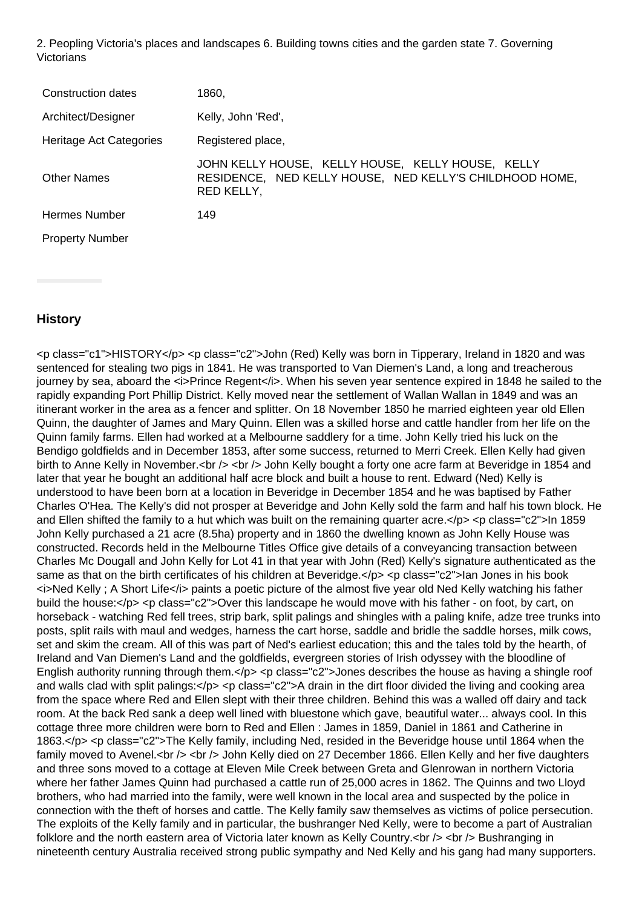2. Peopling Victoria's places and landscapes 6. Building towns cities and the garden state 7. Governing Victorians

| | |
|---|---|
| Construction dates | 1860, |
| Architect/Designer | Kelly, John 'Red', |
| Heritage Act Categories | Registered place, |
| Other Names | JOHN KELLY HOUSE, KELLY HOUSE, KELLY HOUSE, KELLY RESIDENCE, NED KELLY HOUSE, NED KELLY'S CHILDHOOD HOME, RED KELLY, |
| Hermes Number | 149 |
| Property Number | |

## History

<p class="c1">HISTORY</p> <p class="c2">John (Red) Kelly was born in Tipperary, Ireland in 1820 and was sentenced for stealing two pigs in 1841. He was transported to Van Diemen's Land, a long and treacherous journey by sea, aboard the <i>Prince Regent</i>. When his seven year sentence expired in 1848 he sailed to the rapidly expanding Port Phillip District. Kelly moved near the settlement of Wallan Wallan in 1849 and was an itinerant worker in the area as a fencer and splitter. On 18 November 1850 he married eighteen year old Ellen Quinn, the daughter of James and Mary Quinn. Ellen was a skilled horse and cattle handler from her life on the Quinn family farms. Ellen had worked at a Melbourne saddlery for a time. John Kelly tried his luck on the Bendigo goldfields and in December 1853, after some success, returned to Merri Creek. Ellen Kelly had given birth to Anne Kelly in November.<br /> <br /> John Kelly bought a forty one acre farm at Beveridge in 1854 and later that year he bought an additional half acre block and built a house to rent. Edward (Ned) Kelly is understood to have been born at a location in Beveridge in December 1854 and he was baptised by Father Charles O'Hea. The Kelly's did not prosper at Beveridge and John Kelly sold the farm and half his town block. He and Ellen shifted the family to a hut which was built on the remaining quarter acre.</p> <p class="c2">In 1859 John Kelly purchased a 21 acre (8.5ha) property and in 1860 the dwelling known as John Kelly House was constructed. Records held in the Melbourne Titles Office give details of a conveyancing transaction between Charles Mc Dougall and John Kelly for Lot 41 in that year with John (Red) Kelly's signature authenticated as the same as that on the birth certificates of his children at Beveridge.</p> <p class="c2">Ian Jones in his book <i>Ned Kelly ; A Short Life</i> paints a poetic picture of the almost five year old Ned Kelly watching his father build the house:</p> <p class="c2">Over this landscape he would move with his father - on foot, by cart, on horseback - watching Red fell trees, strip bark, split palings and shingles with a paling knife, adze tree trunks into posts, split rails with maul and wedges, harness the cart horse, saddle and bridle the saddle horses, milk cows, set and skim the cream. All of this was part of Ned's earliest education; this and the tales told by the hearth, of Ireland and Van Diemen's Land and the goldfields, evergreen stories of Irish odyssey with the bloodline of English authority running through them.</p> <p class="c2">Jones describes the house as having a shingle roof and walls clad with split palings:</p> <p class="c2">A drain in the dirt floor divided the living and cooking area from the space where Red and Ellen slept with their three children. Behind this was a walled off dairy and tack room. At the back Red sank a deep well lined with bluestone which gave, beautiful water... always cool. In this cottage three more children were born to Red and Ellen : James in 1859, Daniel in 1861 and Catherine in 1863.</p> <p class="c2">The Kelly family, including Ned, resided in the Beveridge house until 1864 when the family moved to Avenel.<br /> <br /> John Kelly died on 27 December 1866. Ellen Kelly and her five daughters and three sons moved to a cottage at Eleven Mile Creek between Greta and Glenrowan in northern Victoria where her father James Quinn had purchased a cattle run of 25,000 acres in 1862. The Quinns and two Lloyd brothers, who had married into the family, were well known in the local area and suspected by the police in connection with the theft of horses and cattle. The Kelly family saw themselves as victims of police persecution. The exploits of the Kelly family and in particular, the bushranger Ned Kelly, were to become a part of Australian folklore and the north eastern area of Victoria later known as Kelly Country.<br /> <br /> Bushranging in nineteenth century Australia received strong public sympathy and Ned Kelly and his gang had many supporters.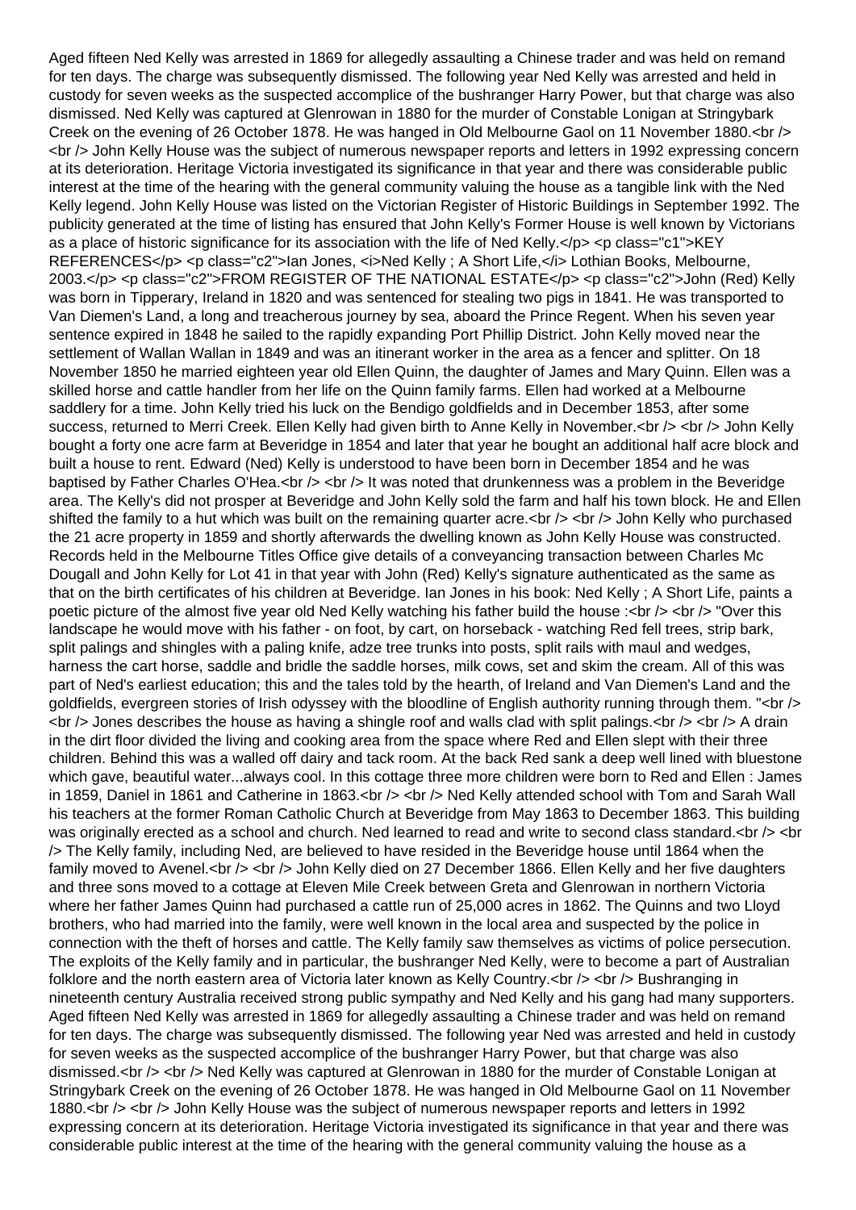Aged fifteen Ned Kelly was arrested in 1869 for allegedly assaulting a Chinese trader and was held on remand for ten days. The charge was subsequently dismissed. The following year Ned Kelly was arrested and held in custody for seven weeks as the suspected accomplice of the bushranger Harry Power, but that charge was also dismissed. Ned Kelly was captured at Glenrowan in 1880 for the murder of Constable Lonigan at Stringybark Creek on the evening of 26 October 1878. He was hanged in Old Melbourne Gaol on 11 November 1880.<br /> <br /> John Kelly House was the subject of numerous newspaper reports and letters in 1992 expressing concern at its deterioration. Heritage Victoria investigated its significance in that year and there was considerable public interest at the time of the hearing with the general community valuing the house as a tangible link with the Ned Kelly legend. John Kelly House was listed on the Victorian Register of Historic Buildings in September 1992. The publicity generated at the time of listing has ensured that John Kelly's Former House is well known by Victorians as a place of historic significance for its association with the life of Ned Kelly.</p> <p class="c1">KEY REFERENCES</p> <p class="c2">Ian Jones, <i>Ned Kelly ; A Short Life,</i> Lothian Books, Melbourne, 2003.</p> <p class="c2">FROM REGISTER OF THE NATIONAL ESTATE</p> <p class="c2">John (Red) Kelly was born in Tipperary, Ireland in 1820 and was sentenced for stealing two pigs in 1841. He was transported to Van Diemen's Land, a long and treacherous journey by sea, aboard the Prince Regent. When his seven year sentence expired in 1848 he sailed to the rapidly expanding Port Phillip District. John Kelly moved near the settlement of Wallan Wallan in 1849 and was an itinerant worker in the area as a fencer and splitter. On 18 November 1850 he married eighteen year old Ellen Quinn, the daughter of James and Mary Quinn. Ellen was a skilled horse and cattle handler from her life on the Quinn family farms. Ellen had worked at a Melbourne saddlery for a time. John Kelly tried his luck on the Bendigo goldfields and in December 1853, after some success, returned to Merri Creek. Ellen Kelly had given birth to Anne Kelly in November.<br /> <br /> John Kelly bought a forty one acre farm at Beveridge in 1854 and later that year he bought an additional half acre block and built a house to rent. Edward (Ned) Kelly is understood to have been born in December 1854 and he was baptised by Father Charles O'Hea.<br /> <br /> It was noted that drunkenness was a problem in the Beveridge area. The Kelly's did not prosper at Beveridge and John Kelly sold the farm and half his town block. He and Ellen shifted the family to a hut which was built on the remaining quarter acre.<br /> <br /> John Kelly who purchased the 21 acre property in 1859 and shortly afterwards the dwelling known as John Kelly House was constructed. Records held in the Melbourne Titles Office give details of a conveyancing transaction between Charles Mc Dougall and John Kelly for Lot 41 in that year with John (Red) Kelly's signature authenticated as the same as that on the birth certificates of his children at Beveridge. Ian Jones in his book: Ned Kelly ; A Short Life, paints a poetic picture of the almost five year old Ned Kelly watching his father build the house :<br /> <br /> "Over this landscape he would move with his father - on foot, by cart, on horseback - watching Red fell trees, strip bark, split palings and shingles with a paling knife, adze tree trunks into posts, split rails with maul and wedges, harness the cart horse, saddle and bridle the saddle horses, milk cows, set and skim the cream. All of this was part of Ned's earliest education; this and the tales told by the hearth, of Ireland and Van Diemen's Land and the goldfields, evergreen stories of Irish odyssey with the bloodline of English authority running through them. "<br /> <br /> Jones describes the house as having a shingle roof and walls clad with split palings.<br /> <br /> A drain in the dirt floor divided the living and cooking area from the space where Red and Ellen slept with their three children. Behind this was a walled off dairy and tack room. At the back Red sank a deep well lined with bluestone which gave, beautiful water...always cool. In this cottage three more children were born to Red and Ellen : James in 1859, Daniel in 1861 and Catherine in 1863.<br /> <br /> Ned Kelly attended school with Tom and Sarah Wall his teachers at the former Roman Catholic Church at Beveridge from May 1863 to December 1863. This building was originally erected as a school and church. Ned learned to read and write to second class standard.<br /> <br /> The Kelly family, including Ned, are believed to have resided in the Beveridge house until 1864 when the family moved to Avenel.<br /> <br /> John Kelly died on 27 December 1866. Ellen Kelly and her five daughters and three sons moved to a cottage at Eleven Mile Creek between Greta and Glenrowan in northern Victoria where her father James Quinn had purchased a cattle run of 25,000 acres in 1862. The Quinns and two Lloyd brothers, who had married into the family, were well known in the local area and suspected by the police in connection with the theft of horses and cattle. The Kelly family saw themselves as victims of police persecution. The exploits of the Kelly family and in particular, the bushranger Ned Kelly, were to become a part of Australian folklore and the north eastern area of Victoria later known as Kelly Country.<br /> <br /> Bushranging in nineteenth century Australia received strong public sympathy and Ned Kelly and his gang had many supporters. Aged fifteen Ned Kelly was arrested in 1869 for allegedly assaulting a Chinese trader and was held on remand for ten days. The charge was subsequently dismissed. The following year Ned was arrested and held in custody for seven weeks as the suspected accomplice of the bushranger Harry Power, but that charge was also dismissed.<br /> <br /> Ned Kelly was captured at Glenrowan in 1880 for the murder of Constable Lonigan at Stringybark Creek on the evening of 26 October 1878. He was hanged in Old Melbourne Gaol on 11 November 1880.<br /> <br /> John Kelly House was the subject of numerous newspaper reports and letters in 1992 expressing concern at its deterioration. Heritage Victoria investigated its significance in that year and there was considerable public interest at the time of the hearing with the general community valuing the house as a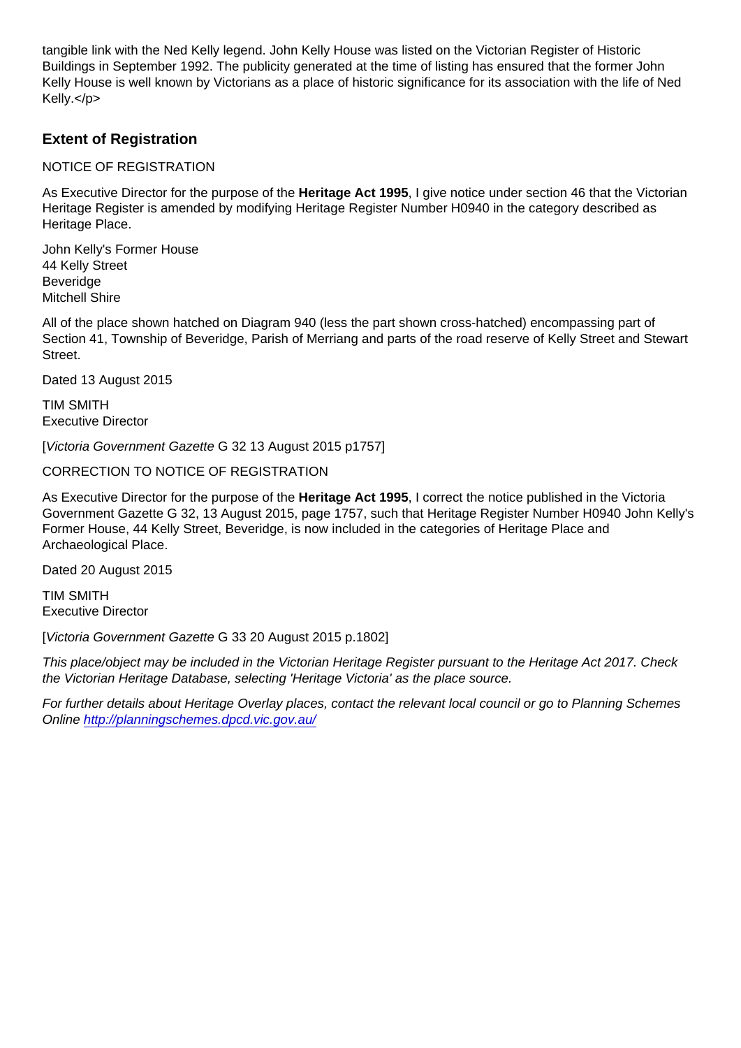tangible link with the Ned Kelly legend. John Kelly House was listed on the Victorian Register of Historic Buildings in September 1992. The publicity generated at the time of listing has ensured that the former John Kelly House is well known by Victorians as a place of historic significance for its association with the life of Ned Kelly.</p>

## Extent of Registration

NOTICE OF REGISTRATION

As Executive Director for the purpose of the **Heritage Act 1995**, I give notice under section 46 that the Victorian Heritage Register is amended by modifying Heritage Register Number H0940 in the category described as Heritage Place.

John Kelly's Former House
44 Kelly Street
Beveridge
Mitchell Shire

All of the place shown hatched on Diagram 940 (less the part shown cross-hatched) encompassing part of Section 41, Township of Beveridge, Parish of Merriang and parts of the road reserve of Kelly Street and Stewart Street.

Dated 13 August 2015

TIM SMITH
Executive Director

[*Victoria Government Gazette* G 32 13 August 2015 p1757]

CORRECTION TO NOTICE OF REGISTRATION

As Executive Director for the purpose of the **Heritage Act 1995**, I correct the notice published in the Victoria Government Gazette G 32, 13 August 2015, page 1757, such that Heritage Register Number H0940 John Kelly's Former House, 44 Kelly Street, Beveridge, is now included in the categories of Heritage Place and Archaeological Place.

Dated 20 August 2015

TIM SMITH
Executive Director

[*Victoria Government Gazette* G 33 20 August 2015 p.1802]

*This place/object may be included in the Victorian Heritage Register pursuant to the Heritage Act 2017. Check the Victorian Heritage Database, selecting 'Heritage Victoria' as the place source.*

*For further details about Heritage Overlay places, contact the relevant local council or go to Planning Schemes Online* http://planningschemes.dpcd.vic.gov.au/